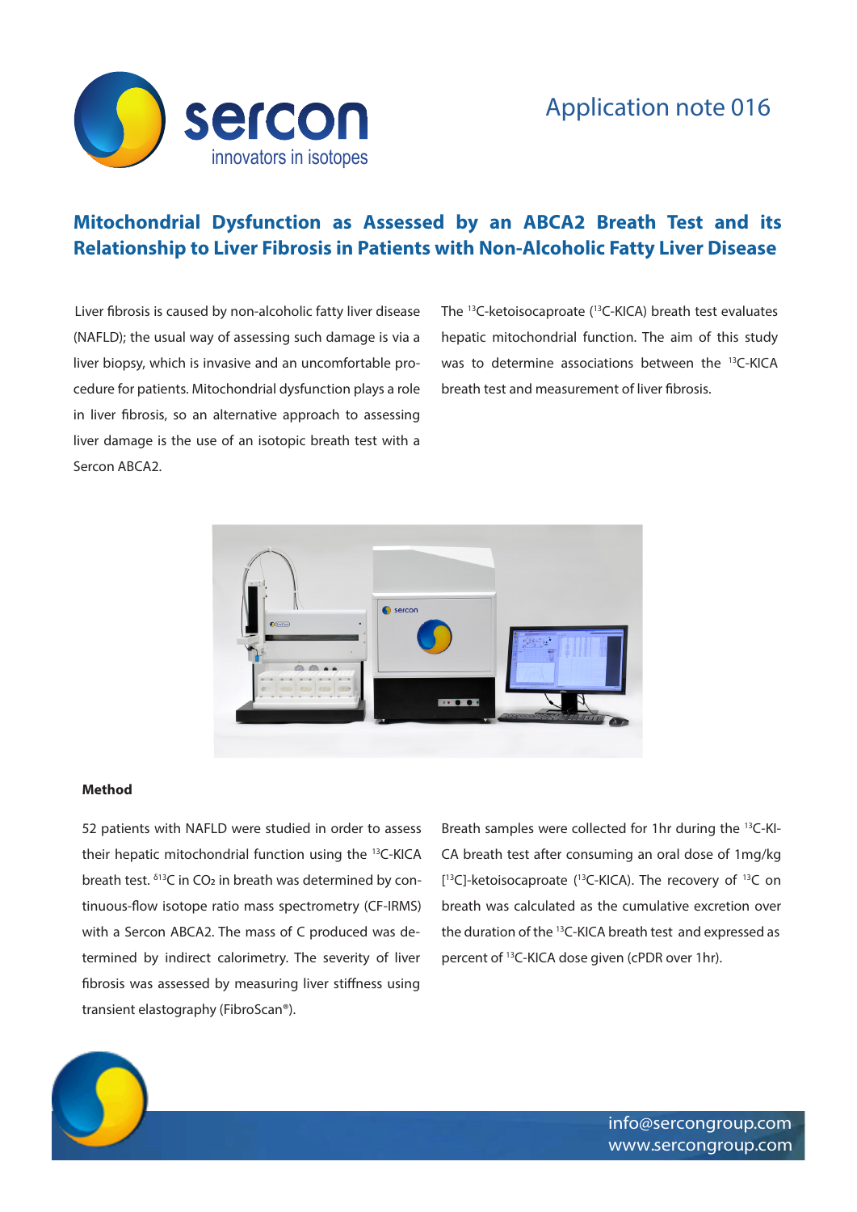Application note 016

# Mitochondrial Dysfunction as Assessed by an ABCA2 Breath Test and its Relationship to Liver Fibrosis in Patients with Non-Alcoholic Fatty Liver Disease

Liver fibrosis is caused by non-alcoholic fatty liver disease (NAFLD); the usual way of assessing such damage is via a liver biopsy, which is invasive and an uncomfortable procedure for patients. Mitochondrial dysfunction plays a role in liver fibrosis, so an alternative approach to assessing liver damage is the use of an isotopic breath test with a Sercon ABCA2.

The $^{13}C$-ketoisocaproate ($^{13}C$-KICA) breath test evaluates hepatic mitochondrial function. The aim of this study was to determine associations between the $^{13}C$-KICA breath test and measurement of liver fibrosis.

### Method

52 patients with NAFLD were studied in order to assess their hepatic mitochondrial function using the $^{13}C$-KICA breath test. $\delta^{13}C$ in $CO_2$ in breath was determined by continuous-flow isotope ratio mass spectrometry (CF-IRMS) with a Sercon ABCA2. The mass of C produced was determined by indirect calorimetry. The severity of liver fibrosis was assessed by measuring liver stiffness using transient elastography (FibroScan®).

Breath samples were collected for 1hr during the $^{13}C$-KICA breath test after consuming an oral dose of 1mg/kg [$^{13}C$]-ketoisocaproate ($^{13}C$-KICA). The recovery of $^{13}C$ on breath was calculated as the cumulative excretion over the duration of the $^{13}C$-KICA breath test and expressed as percent of $^{13}C$-KICA dose given (cPDR over 1hr).

info@sercongroup.com
www.sercongroup.com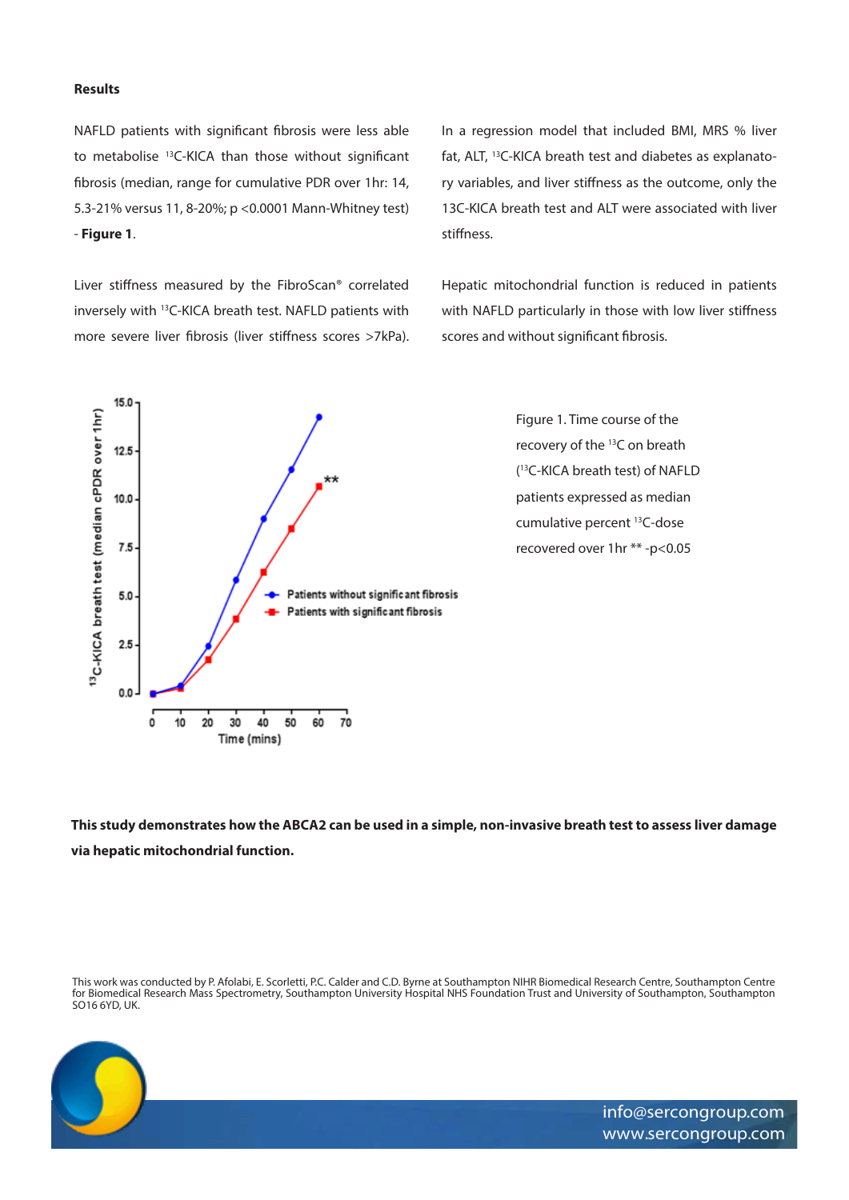## Results

NAFLD patients with significant fibrosis were less able to metabolise $^{13}$C-KICA than those without significant fibrosis (median, range for cumulative PDR over 1hr: 14, 5.3-21% versus 11, 8-20%; p <0.0001 Mann-Whitney test) - **Figure 1**.

Liver stiffness measured by the FibroScan® correlated inversely with $^{13}$C-KICA breath test. NAFLD patients with more severe liver fibrosis (liver stiffness scores >7kPa).

In a regression model that included BMI, MRS % liver fat, ALT, $^{13}$C-KICA breath test and diabetes as explanatory variables, and liver stiffness as the outcome, only the 13C-KICA breath test and ALT were associated with liver stiffness.

Hepatic mitochondrial function is reduced in patients with NAFLD particularly in those with low liver stiffness scores and without significant fibrosis.

$^{13}$C-KICA breath test (median cPDR over 1hr)

15.0
12.5
10.0
7.5
5.0
2.5
0.0

0 10 20 30 40 50 60 70

Time (mins)

**

Patients without significant fibrosis

Patients with significant fibrosis

Figure 1. Time course of the recovery of the $^{13}$C on breath ($^{13}$C-KICA breath test) of NAFLD patients expressed as median cumulative percent $^{13}$C-dose recovered over 1hr ** -p<0.05

**This study demonstrates how the ABCA2 can be used in a simple, non-invasive breath test to assess liver damage via hepatic mitochondrial function.**

This work was conducted by P. Afolabi, E. Scorletti, P.C. Calder and C.D. Byrne at Southampton NIHR Biomedical Research Centre, Southampton Centre for Biomedical Research Mass Spectrometry, Southampton University Hospital NHS Foundation Trust and University of Southampton, Southampton SO16 6YD, UK.

info@sercongroup.com
www.sercongroup.com